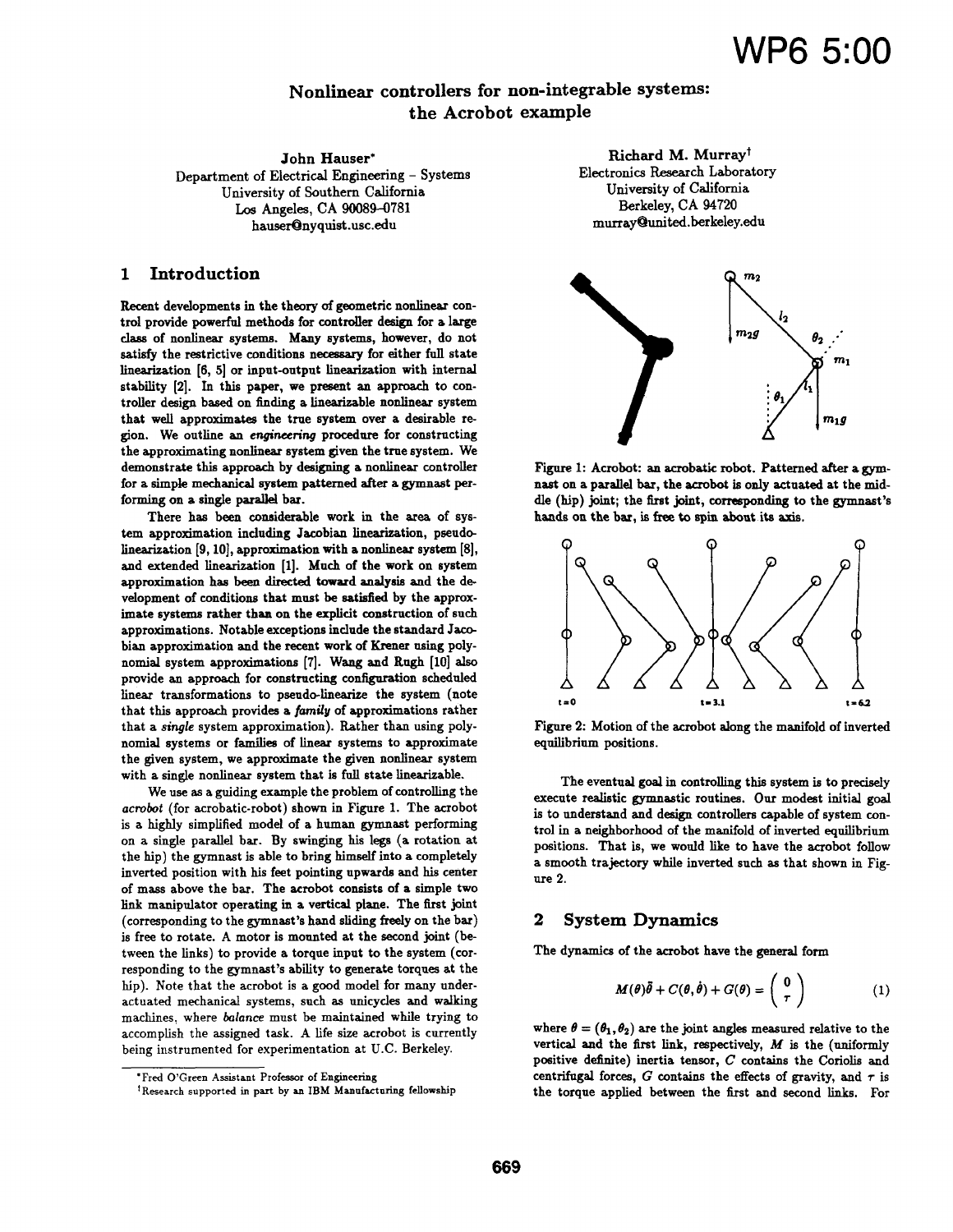# Nonlinear controllers for non-integrable systems: the Acrobot example

**John Hauser**[*]
Department of Electrical Engineering – Systems
University of Southern California
Los Angeles, CA 90089–0781
hauser@nyquist.usc.edu

**Richard M. Murray**[†]
Electronics Research Laboratory
University of California
Berkeley, CA 94720
murray@united.berkeley.edu

## 1 Introduction

Recent developments in the theory of geometric nonlinear control provide powerful methods for controller design for a large class of nonlinear systems. Many systems, however, do not satisfy the restrictive conditions necessary for either full state linearization [6, 5] or input-output linearization with internal stability [2]. In this paper, we present an approach to controller design based on finding a linearizable nonlinear system that well approximates the true system over a desirable region. We outline an *engineering* procedure for constructing the approximating nonlinear system given the true system. We demonstrate this approach by designing a nonlinear controller for a simple mechanical system patterned after a gymnast performing on a single parallel bar.

There has been considerable work in the area of system approximation including Jacobian linearization, pseudo-linearization [9, 10], approximation with a nonlinear system [8], and extended linearization [1]. Much of the work on system approximation has been directed toward analysis and the development of conditions that must be satisfied by the approximate systems rather than on the explicit construction of such approximations. Notable exceptions include the standard Jacobian approximation and the recent work of Krener using polynomial system approximations [7]. Wang and Rugh [10] also provide an approach for constructing configuration scheduled linear transformations to pseudo-linearize the system (note that this approach provides a *family* of approximations rather that a *single* system approximation). Rather than using polynomial systems or families of linear systems to approximate the given system, we approximate the given nonlinear system with a single nonlinear system that is full state linearizable.

We use as a guiding example the problem of controlling the *acrobot* (for acrobatic-robot) shown in Figure 1. The acrobot is a highly simplified model of a human gymnast performing on a single parallel bar. By swinging his legs (a rotation at the hip) the gymnast is able to bring himself into a completely inverted position with his feet pointing upwards and his center of mass above the bar. The acrobot consists of a simple two link manipulator operating in a vertical plane. The first joint (corresponding to the gymnast's hand sliding freely on the bar) is free to rotate. A motor is mounted at the second joint (between the links) to provide a torque input to the system (corresponding to the gymnast's ability to generate torques at the hip). Note that the acrobot is a good model for many underactuated mechanical systems, such as unicycles and walking machines, where *balance* must be maintained while trying to accomplish the assigned task. A life size acrobot is currently being instrumented for experimentation at U.C. Berkeley.

[*] Fred O'Green Assistant Professor of Engineering

[†] Research supported in part by an IBM Manufacturing fellowship

Figure 1: Acrobot: an acrobatic robot. Patterned after a gymnast on a parallel bar, the acrobot is only actuated at the middle (hip) joint; the first joint, corresponding to the gymnast's hands on the bar, is free to spin about its axis.

Figure 2: Motion of the acrobot along the manifold of inverted equilibrium positions.

The eventual goal in controlling this system is to precisely execute realistic gymnastic routines. Our modest initial goal is to understand and design controllers capable of system control in a neighborhood of the manifold of inverted equilibrium positions. That is, we would like to have the acrobot follow a smooth trajectory while inverted such as that shown in Figure 2.

## 2 System Dynamics

The dynamics of the acrobot have the general form

$$M(\theta)\ddot{\theta} + C(\theta, \dot{\theta}) + G(\theta) = \begin{pmatrix} 0 \\ \tau \end{pmatrix} \tag{1}$$

where $\theta = (\theta_1, \theta_2)$ are the joint angles measured relative to the vertical and the first link, respectively, $M$ is the (uniformly positive definite) inertia tensor, $C$ contains the Coriolis and centrifugal forces, $G$ contains the effects of gravity, and $\tau$ is the torque applied between the first and second links. For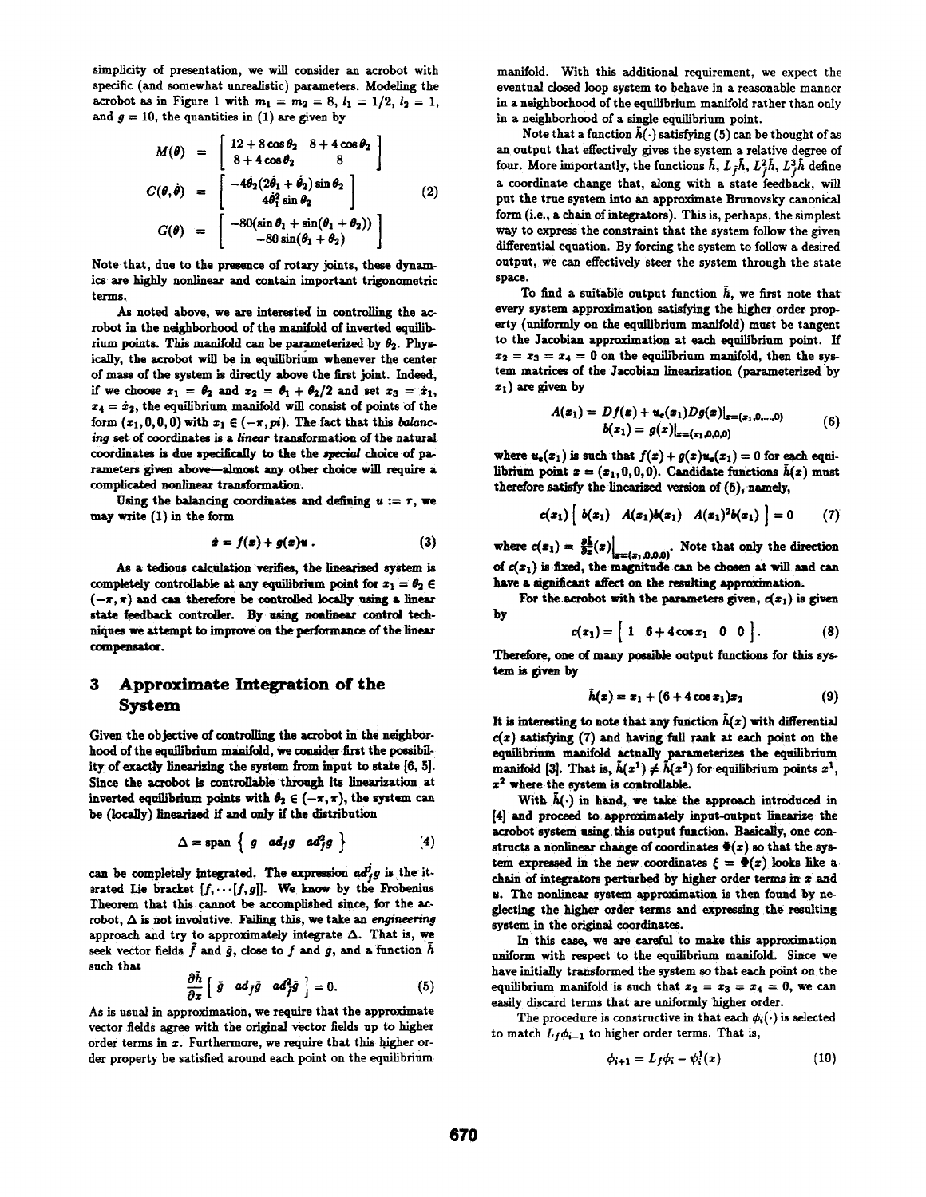simplicity of presentation, we will consider an acrobot with specific (and somewhat unrealistic) parameters. Modeling the acrobot as in Figure 1 with $m_1 = m_2 = 8$, $l_1 = 1/2$, $l_2 = 1$, and $g = 10$, the quantities in (1) are given by

$$
\begin{aligned}
M(\theta) &= \begin{bmatrix} 12 + 8\cos\theta_2 & 8 + 4\cos\theta_2 \\ 8 + 4\cos\theta_2 & 8 \end{bmatrix} \\
C(\theta,\dot{\theta}) &= \begin{bmatrix} -4\dot{\theta}_2(2\dot{\theta}_1 + \dot{\theta}_2)\sin\theta_2 \\ 4\dot{\theta}_1^2 \sin\theta_2 \end{bmatrix} \\
G(\theta) &= \begin{bmatrix} -80(\sin\theta_1 + \sin(\theta_1 + \theta_2)) \\ -80\sin(\theta_1 + \theta_2) \end{bmatrix}
\end{aligned}
\tag{2}
$$

Note that, due to the presence of rotary joints, these dynamics are highly nonlinear and contain important trigonometric terms.

As noted above, we are interested in controlling the acrobot in the neighborhood of the manifold of inverted equilibrium points. This manifold can be parameterized by $\theta_2$. Physically, the acrobot will be in equilibrium whenever the center of mass of the system is directly above the first joint. Indeed, if we choose $x_1 = \theta_2$ and $x_2 = \theta_1 + \theta_2/2$ and set $x_3 = \dot{x}_1$, $x_4 = \dot{x}_2$, the equilibrium manifold will consist of points of the form $(x_1, 0, 0, 0)$ with $x_1 \in (-\pi, pi)$. The fact that this *balancing* set of coordinates is a *linear* transformation of the natural coordinates is due specifically to the *special* choice of parameters given above—almost any other choice will require a complicated nonlinear transformation.

Using the balancing coordinates and defining $u := \tau$, we may write (1) in the form

$$\dot{x} = f(x) + g(x)u \,. \tag{3}$$

As a tedious calculation verifies, the linearized system is completely controllable at any equilibrium point for $x_1 = \theta_2 \in (-\pi, \pi)$ and can therefore be controlled locally using a linear state feedback controller. By using nonlinear control techniques we attempt to improve on the performance of the linear compensator.

## 3 Approximate Integration of the System

Given the objective of controlling the acrobot in the neighborhood of the equilibrium manifold, we consider first the possibility of exactly linearizing the system from input to state [6, 5]. Since the acrobot is controllable through its linearization at inverted equilibrium points with $\theta_2 \in (-\pi, \pi)$, the system can be (locally) linearized if and only if the distribution

$$\Delta = \text{span}\left\{ g \quad ad_f g \quad ad_f^2 g \right\} \tag{4}$$

can be completely integrated. The expression $ad_f^j g$ is the iterated Lie bracket $[f, \cdots [f, g]]$. We know by the Frobenius Theorem that this cannot be accomplished since, for the acrobot, $\Delta$ is not involutive. Failing this, we take an *engineering* approach and try to approximately integrate $\Delta$. That is, we seek vector fields $\tilde{f}$ and $\tilde{g}$, close to $f$ and $g$, and a function $\tilde{h}$ such that

$$\frac{\partial \tilde{h}}{\partial x}\left[ \tilde{g} \quad ad_{\tilde{f}}\tilde{g} \quad ad_{\tilde{f}}^2 \tilde{g} \right] = 0. \tag{5}$$

As is usual in approximation, we require that the approximate vector fields agree with the original vector fields up to higher order terms in $x$. Furthermore, we require that this higher order property be satisfied around each point on the equilibrium manifold. With this additional requirement, we expect the eventual closed loop system to behave in a reasonable manner in a neighborhood of the equilibrium manifold rather than only in a neighborhood of a single equilibrium point.

Note that a function $\tilde{h}(\cdot)$ satisfying (5) can be thought of as an output that effectively gives the system a relative degree of four. More importantly, the functions $\tilde{h}$, $L_{\tilde{f}}\tilde{h}$, $L_{\tilde{f}}^2\tilde{h}$, $L_{\tilde{f}}^3\tilde{h}$ define a coordinate change that, along with a state feedback, will put the true system into an approximate Brunovsky canonical form (i.e., a chain of integrators). This is, perhaps, the simplest way to express the constraint that the system follow the given differential equation. By forcing the system to follow a desired output, we can effectively steer the system through the state space.

To find a suitable output function $\tilde{h}$, we first note that every system approximation satisfying the higher order property (uniformly on the equilibrium manifold) must be tangent to the Jacobian approximation at each equilibrium point. If $x_2 = x_3 = x_4 = 0$ on the equilibrium manifold, then the system matrices of the Jacobian linearization (parameterized by $x_1$) are given by

$$
\begin{aligned}
A(x_1) &= Df(x) + u_e(x_1)Dg(x)|_{x=(x_1,0,\ldots,0)} \\
b(x_1) &= g(x)|_{x=(x_1,0,0,0)}
\end{aligned}
\tag{6}
$$

where $u_e(x_1)$ is such that $f(x) + g(x)u_e(x_1) = 0$ for each equilibrium point $x = (x_1, 0, 0, 0)$. Candidate functions $\tilde{h}(x)$ must therefore satisfy the linearized version of (5), namely,

$$c(x_1)\left[ b(x_1) \quad A(x_1)b(x_1) \quad A(x_1)^2 b(x_1) \right] = 0 \tag{7}$$

where $c(x_1) = \frac{\partial \tilde{h}}{\partial x}(x)\Big|_{x=(x_1,0,0,0)}$. Note that only the direction of $c(x_1)$ is fixed, the magnitude can be chosen at will and can have a significant affect on the resulting approximation.

For the acrobot with the parameters given, $c(x_1)$ is given by

$$c(x_1) = \left[ 1 \quad 6 + 4\cos x_1 \quad 0 \quad 0 \right]. \tag{8}$$

Therefore, one of many possible output functions for this system is given by

$$\tilde{h}(x) = x_1 + (6 + 4\cos x_1)x_2 \tag{9}$$

It is interesting to note that any function $\tilde{h}(x)$ with differential $c(x)$ satisfying (7) and having full rank at each point on the equilibrium manifold actually parameterizes the equilibrium manifold [3]. That is, $\tilde{h}(x^1) \neq \tilde{h}(x^2)$ for equilibrium points $x^1$, $x^2$ where the system is controllable.

With $\tilde{h}(\cdot)$ in hand, we take the approach introduced in [4] and proceed to approximately input-output linearize the acrobot system using this output function. Basically, one constructs a nonlinear change of coordinates $\Phi(x)$ so that the system expressed in the new coordinates $\xi = \Phi(x)$ looks like a chain of integrators perturbed by higher order terms in $x$ and $u$. The nonlinear system approximation is then found by neglecting the higher order terms and expressing the resulting system in the original coordinates.

In this case, we are careful to make this approximation uniform with respect to the equilibrium manifold. Since we have initially transformed the system so that each point on the equilibrium manifold is such that $x_2 = x_3 = x_4 = 0$, we can easily discard terms that are uniformly higher order.

The procedure is constructive in that each $\phi_i(\cdot)$ is selected to match $L_f \phi_{i-1}$ to higher order terms. That is,

$$\phi_{i+1} = L_f \phi_i - \psi_i^1(x) \tag{10}$$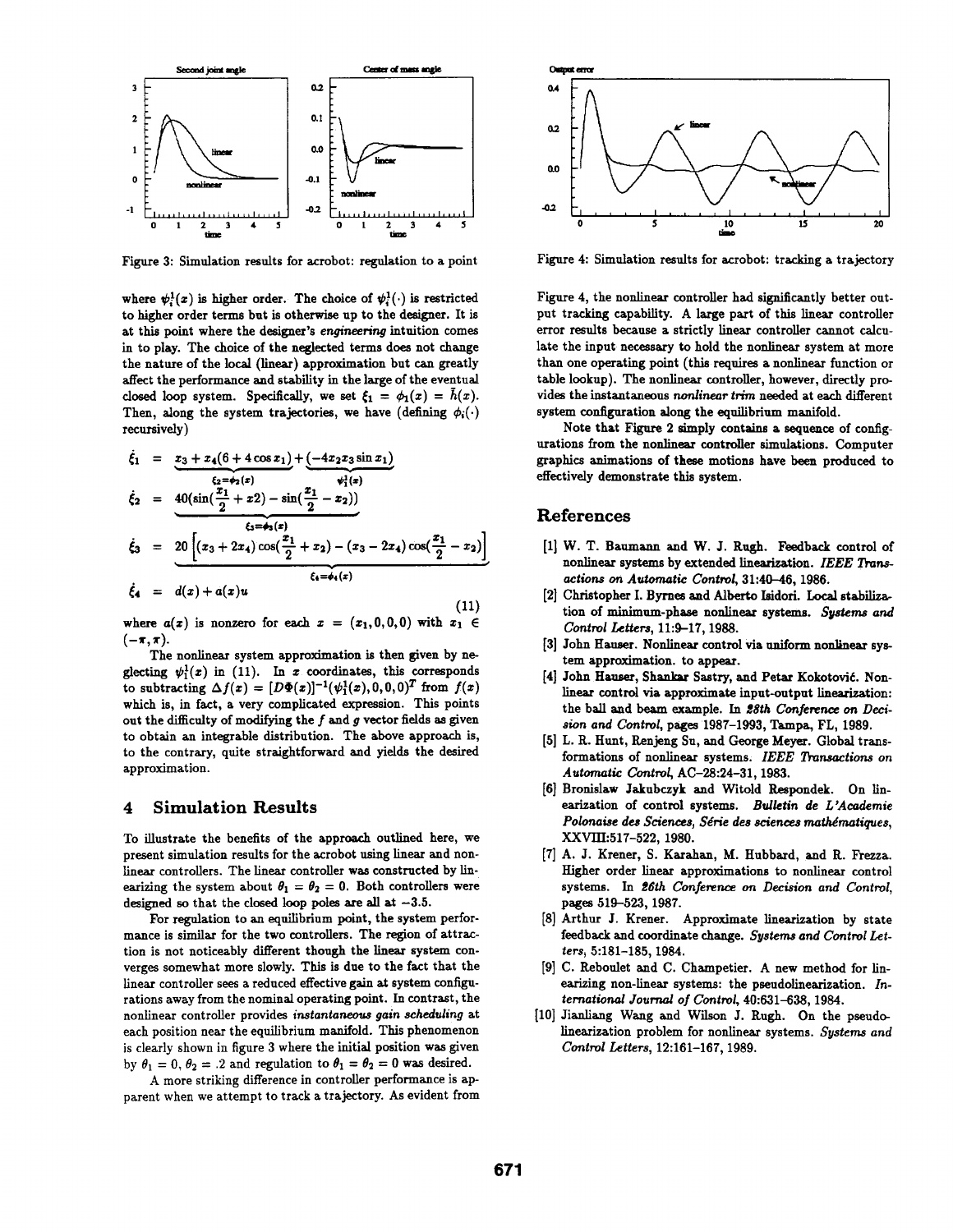Second joint angle

3
2
1
0
-1

linear
nonlinear

0 1 2 3 4 5
time

Center of mass angle

0.2
0.1
0.0
-0.1
-0.2

linear
nonlinear

0 1 2 3 4 5
time

Figure 3: Simulation results for acrobot: regulation to a point

Output error

0.4
0.2
0.0
-0.2

linear
nonlinear

0 5 10 15 20
time

Figure 4: Simulation results for acrobot: tracking a trajectory

where $\psi_i^1(x)$ is higher order. The choice of $\psi_i^1(\cdot)$ is restricted to higher order terms but is otherwise up to the designer. It is at this point where the designer's *engineering* intuition comes in to play. The choice of the neglected terms does not change the nature of the local (linear) approximation but can greatly affect the performance and stability in the large of the eventual closed loop system. Specifically, we set $\xi_1 = \phi_1(x) = \tilde{h}(x)$. Then, along the system trajectories, we have (defining $\phi_i(\cdot)$ recursively)

$$
\begin{aligned}
\dot{\xi}_1 &= \underbrace{x_3 + x_4(6 + 4\cos x_1)}_{\xi_2=\phi_2(x)} + \underbrace{(-4x_2x_3\sin x_1)}_{\psi_1^1(x)} \\
\dot{\xi}_2 &= \underbrace{40(\sin(\frac{x_1}{2} + x2) - \sin(\frac{x_1}{2} - x_2))}_{\xi_3=\phi_3(x)} \\
\dot{\xi}_3 &= \underbrace{20\left[(x_3 + 2x_4)\cos(\frac{x_1}{2} + x_2) - (x_3 - 2x_4)\cos(\frac{x_1}{2} - x_2)\right]}_{\xi_4=\phi_4(x)} \\
\dot{\xi}_4 &= d(x) + a(x)u
\end{aligned}
\tag{11}
$$

where $a(x)$ is nonzero for each $x = (x_1, 0, 0, 0)$ with $x_1 \in (-\pi, \pi)$.

The nonlinear system approximation is then given by neglecting $\psi_1^1(x)$ in (11). In $x$ coordinates, this corresponds to subtracting $\Delta f(x) = [D\Phi(x)]^{-1}(\psi_1^1(x), 0, 0, 0)^T$ from $f(x)$ which is, in fact, a very complicated expression. This points out the difficulty of modifying the $f$ and $g$ vector fields as given to obtain an integrable distribution. The above approach is, to the contrary, quite straightforward and yields the desired approximation.

## 4 Simulation Results

To illustrate the benefits of the approach outlined here, we present simulation results for the acrobot using linear and nonlinear controllers. The linear controller was constructed by linearizing the system about $\theta_1 = \theta_2 = 0$. Both controllers were designed so that the closed loop poles are all at $-3.5$.

For regulation to an equilibrium point, the system performance is similar for the two controllers. The region of attraction is not noticeably different though the linear system converges somewhat more slowly. This is due to the fact that the linear controller sees a reduced effective gain at system configurations away from the nominal operating point. In contrast, the nonlinear controller provides *instantaneous gain scheduling* at each position near the equilibrium manifold. This phenomenon is clearly shown in figure 3 where the initial position was given by $\theta_1 = 0, \theta_2 = .2$ and regulation to $\theta_1 = \theta_2 = 0$ was desired.

A more striking difference in controller performance is apparent when we attempt to track a trajectory. As evident from Figure 4, the nonlinear controller had significantly better output tracking capability. A large part of this linear controller error results because a strictly linear controller cannot calculate the input necessary to hold the nonlinear system at more than one operating point (this requires a nonlinear function or table lookup). The nonlinear controller, however, directly provides the instantaneous *nonlinear trim* needed at each different system configuration along the equilibrium manifold.

Note that Figure 2 simply contains a sequence of configurations from the nonlinear controller simulations. Computer graphics animations of these motions have been produced to effectively demonstrate this system.

## References

[1] W. T. Baumann and W. J. Rugh. Feedback control of nonlinear systems by extended linearization. *IEEE Transactions on Automatic Control*, 31:40–46, 1986.

[2] Christopher I. Byrnes and Alberto Isidori. Local stabilization of minimum-phase nonlinear systems. *Systems and Control Letters*, 11:9–17, 1988.

[3] John Hauser. Nonlinear control via uniform nonlinear system approximation. to appear.

[4] John Hauser, Shankar Sastry, and Petar Kokotović. Nonlinear control via approximate input-output linearization: the ball and beam example. In *28th Conference on Decision and Control*, pages 1987–1993, Tampa, FL, 1989.

[5] L. R. Hunt, Renjeng Su, and George Meyer. Global transformations of nonlinear systems. *IEEE Transactions on Automatic Control*, AC-28:24–31, 1983.

[6] Bronislaw Jakubczyk and Witold Respondek. On linearization of control systems. *Bulletin de L'Academie Polonaise des Sciences, Série des sciences mathématiques*, XXVIII:517–522, 1980.

[7] A. J. Krener, S. Karahan, M. Hubbard, and R. Frezza. Higher order linear approximations to nonlinear control systems. In *26th Conference on Decision and Control*, pages 519–523, 1987.

[8] Arthur J. Krener. Approximate linearization by state feedback and coordinate change. *Systems and Control Letters*, 5:181–185, 1984.

[9] C. Reboulet and C. Champetier. A new method for linearizing non-linear systems: the pseudolinearization. *International Journal of Control*, 40:631–638, 1984.

[10] Jianliang Wang and Wilson J. Rugh. On the pseudolinearization problem for nonlinear systems. *Systems and Control Letters*, 12:161–167, 1989.